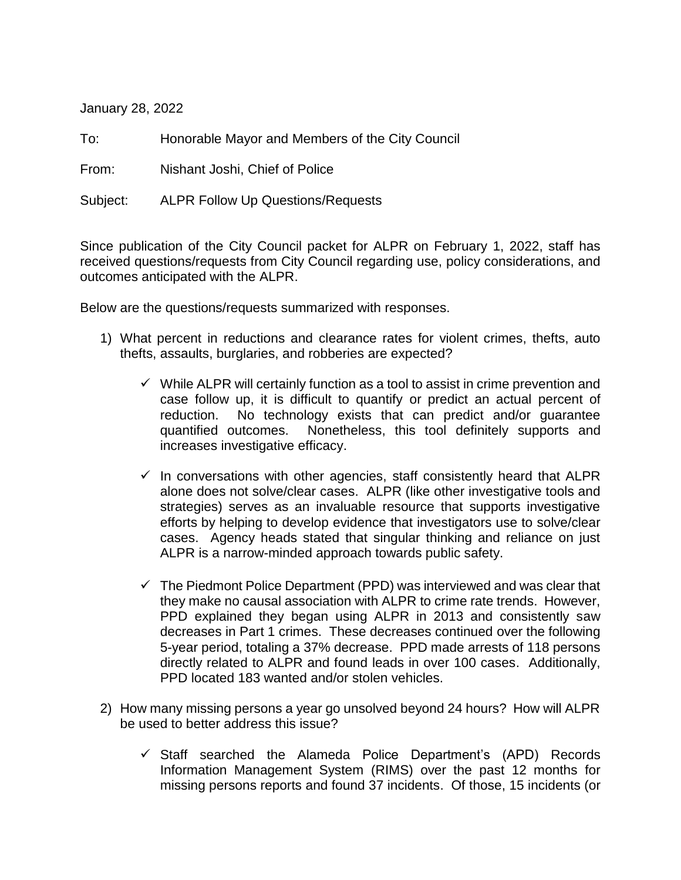January 28, 2022

To: Honorable Mayor and Members of the City Council

From: Nishant Joshi, Chief of Police

Subject: ALPR Follow Up Questions/Requests

Since publication of the City Council packet for ALPR on February 1, 2022, staff has received questions/requests from City Council regarding use, policy considerations, and outcomes anticipated with the ALPR.

Below are the questions/requests summarized with responses.

1) What percent in reductions and clearance rates for violent crimes, thefts, auto thefts, assaults, burglaries, and robberies are expected?

   - ✓ While ALPR will certainly function as a tool to assist in crime prevention and case follow up, it is difficult to quantify or predict an actual percent of reduction. No technology exists that can predict and/or guarantee quantified outcomes. Nonetheless, this tool definitely supports and increases investigative efficacy.

   - ✓ In conversations with other agencies, staff consistently heard that ALPR alone does not solve/clear cases. ALPR (like other investigative tools and strategies) serves as an invaluable resource that supports investigative efforts by helping to develop evidence that investigators use to solve/clear cases. Agency heads stated that singular thinking and reliance on just ALPR is a narrow-minded approach towards public safety.

   - ✓ The Piedmont Police Department (PPD) was interviewed and was clear that they make no causal association with ALPR to crime rate trends. However, PPD explained they began using ALPR in 2013 and consistently saw decreases in Part 1 crimes. These decreases continued over the following 5-year period, totaling a 37% decrease. PPD made arrests of 118 persons directly related to ALPR and found leads in over 100 cases. Additionally, PPD located 183 wanted and/or stolen vehicles.

2) How many missing persons a year go unsolved beyond 24 hours? How will ALPR be used to better address this issue?

   - ✓ Staff searched the Alameda Police Department's (APD) Records Information Management System (RIMS) over the past 12 months for missing persons reports and found 37 incidents. Of those, 15 incidents (or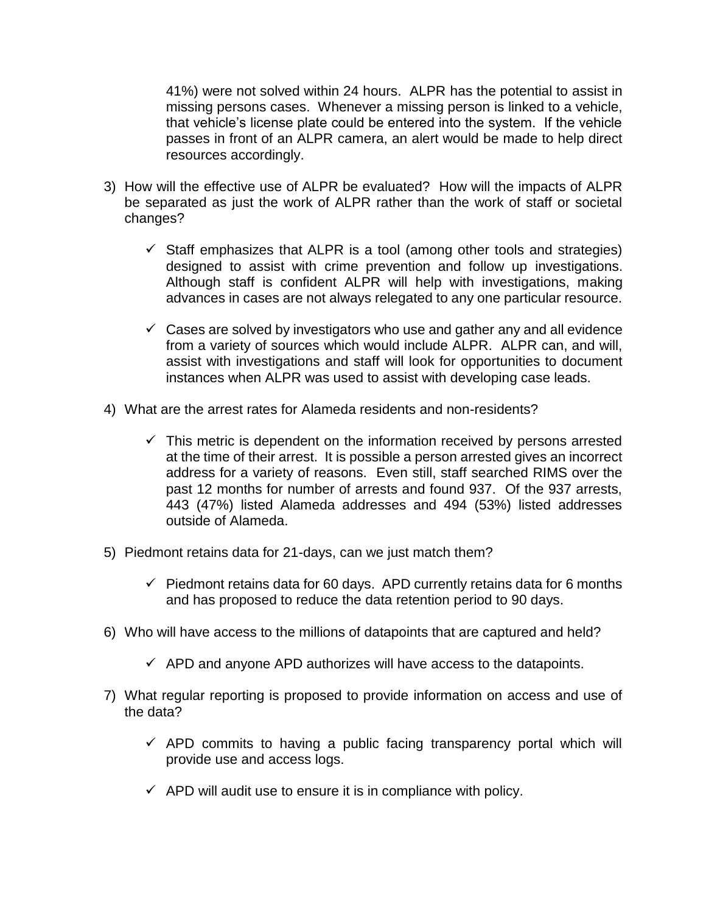41%) were not solved within 24 hours. ALPR has the potential to assist in missing persons cases. Whenever a missing person is linked to a vehicle, that vehicle's license plate could be entered into the system. If the vehicle passes in front of an ALPR camera, an alert would be made to help direct resources accordingly.

3) How will the effective use of ALPR be evaluated? How will the impacts of ALPR be separated as just the work of ALPR rather than the work of staff or societal changes?

   - ✓ Staff emphasizes that ALPR is a tool (among other tools and strategies) designed to assist with crime prevention and follow up investigations. Although staff is confident ALPR will help with investigations, making advances in cases are not always relegated to any one particular resource.

   - ✓ Cases are solved by investigators who use and gather any and all evidence from a variety of sources which would include ALPR. ALPR can, and will, assist with investigations and staff will look for opportunities to document instances when ALPR was used to assist with developing case leads.

4) What are the arrest rates for Alameda residents and non-residents?

   - ✓ This metric is dependent on the information received by persons arrested at the time of their arrest. It is possible a person arrested gives an incorrect address for a variety of reasons. Even still, staff searched RIMS over the past 12 months for number of arrests and found 937. Of the 937 arrests, 443 (47%) listed Alameda addresses and 494 (53%) listed addresses outside of Alameda.

5) Piedmont retains data for 21-days, can we just match them?

   - ✓ Piedmont retains data for 60 days. APD currently retains data for 6 months and has proposed to reduce the data retention period to 90 days.

6) Who will have access to the millions of datapoints that are captured and held?

   - ✓ APD and anyone APD authorizes will have access to the datapoints.

7) What regular reporting is proposed to provide information on access and use of the data?

   - ✓ APD commits to having a public facing transparency portal which will provide use and access logs.

   - ✓ APD will audit use to ensure it is in compliance with policy.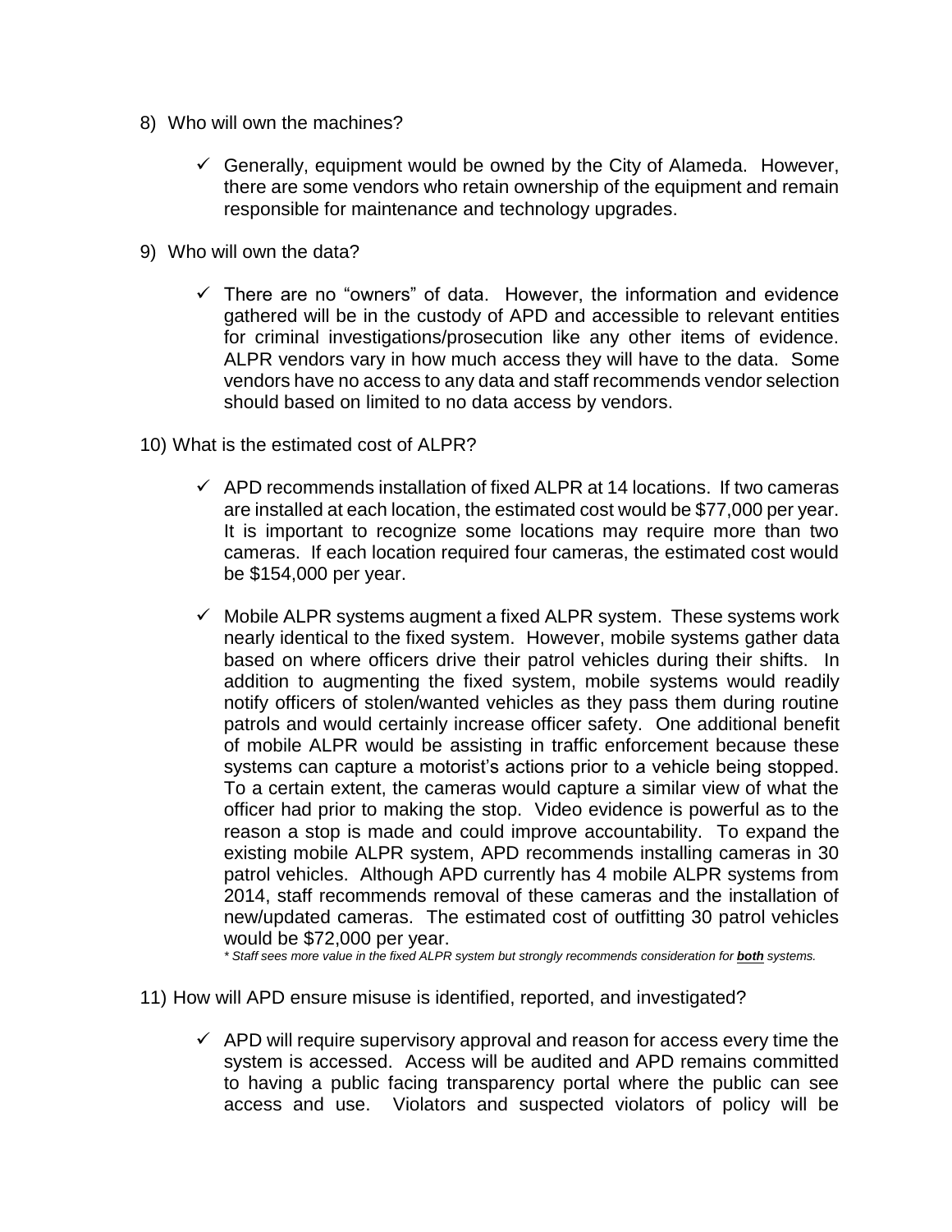8) Who will own the machines?

   - ✓ Generally, equipment would be owned by the City of Alameda. However, there are some vendors who retain ownership of the equipment and remain responsible for maintenance and technology upgrades.

9) Who will own the data?

   - ✓ There are no "owners" of data. However, the information and evidence gathered will be in the custody of APD and accessible to relevant entities for criminal investigations/prosecution like any other items of evidence. ALPR vendors vary in how much access they will have to the data. Some vendors have no access to any data and staff recommends vendor selection should based on limited to no data access by vendors.

10) What is the estimated cost of ALPR?

   - ✓ APD recommends installation of fixed ALPR at 14 locations. If two cameras are installed at each location, the estimated cost would be $77,000 per year. It is important to recognize some locations may require more than two cameras. If each location required four cameras, the estimated cost would be $154,000 per year.

   - ✓ Mobile ALPR systems augment a fixed ALPR system. These systems work nearly identical to the fixed system. However, mobile systems gather data based on where officers drive their patrol vehicles during their shifts. In addition to augmenting the fixed system, mobile systems would readily notify officers of stolen/wanted vehicles as they pass them during routine patrols and would certainly increase officer safety. One additional benefit of mobile ALPR would be assisting in traffic enforcement because these systems can capture a motorist's actions prior to a vehicle being stopped. To a certain extent, the cameras would capture a similar view of what the officer had prior to making the stop. Video evidence is powerful as to the reason a stop is made and could improve accountability. To expand the existing mobile ALPR system, APD recommends installing cameras in 30 patrol vehicles. Although APD currently has 4 mobile ALPR systems from 2014, staff recommends removal of these cameras and the installation of new/updated cameras. The estimated cost of outfitting 30 patrol vehicles would be $72,000 per year.

     *\* Staff sees more value in the fixed ALPR system but strongly recommends consideration for **both** systems.*

11) How will APD ensure misuse is identified, reported, and investigated?

   - ✓ APD will require supervisory approval and reason for access every time the system is accessed. Access will be audited and APD remains committed to having a public facing transparency portal where the public can see access and use. Violators and suspected violators of policy will be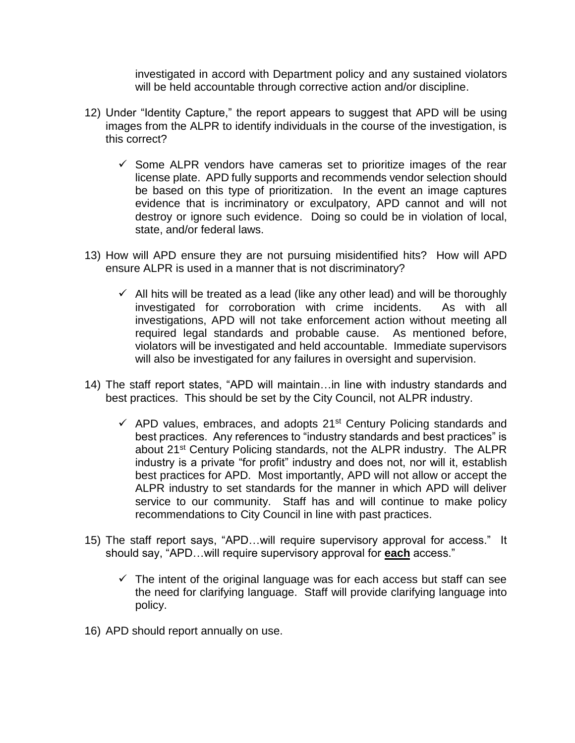investigated in accord with Department policy and any sustained violators will be held accountable through corrective action and/or discipline.

12) Under "Identity Capture," the report appears to suggest that APD will be using images from the ALPR to identify individuals in the course of the investigation, is this correct?

    - ✓ Some ALPR vendors have cameras set to prioritize images of the rear license plate. APD fully supports and recommends vendor selection should be based on this type of prioritization. In the event an image captures evidence that is incriminatory or exculpatory, APD cannot and will not destroy or ignore such evidence. Doing so could be in violation of local, state, and/or federal laws.

13) How will APD ensure they are not pursuing misidentified hits? How will APD ensure ALPR is used in a manner that is not discriminatory?

    - ✓ All hits will be treated as a lead (like any other lead) and will be thoroughly investigated for corroboration with crime incidents. As with all investigations, APD will not take enforcement action without meeting all required legal standards and probable cause. As mentioned before, violators will be investigated and held accountable. Immediate supervisors will also be investigated for any failures in oversight and supervision.

14) The staff report states, "APD will maintain…in line with industry standards and best practices. This should be set by the City Council, not ALPR industry.

    - ✓ APD values, embraces, and adopts 21st Century Policing standards and best practices. Any references to "industry standards and best practices" is about 21st Century Policing standards, not the ALPR industry. The ALPR industry is a private "for profit" industry and does not, nor will it, establish best practices for APD. Most importantly, APD will not allow or accept the ALPR industry to set standards for the manner in which APD will deliver service to our community. Staff has and will continue to make policy recommendations to City Council in line with past practices.

15) The staff report says, "APD…will require supervisory approval for access." It should say, "APD…will require supervisory approval for **each** access."

    - ✓ The intent of the original language was for each access but staff can see the need for clarifying language. Staff will provide clarifying language into policy.

16) APD should report annually on use.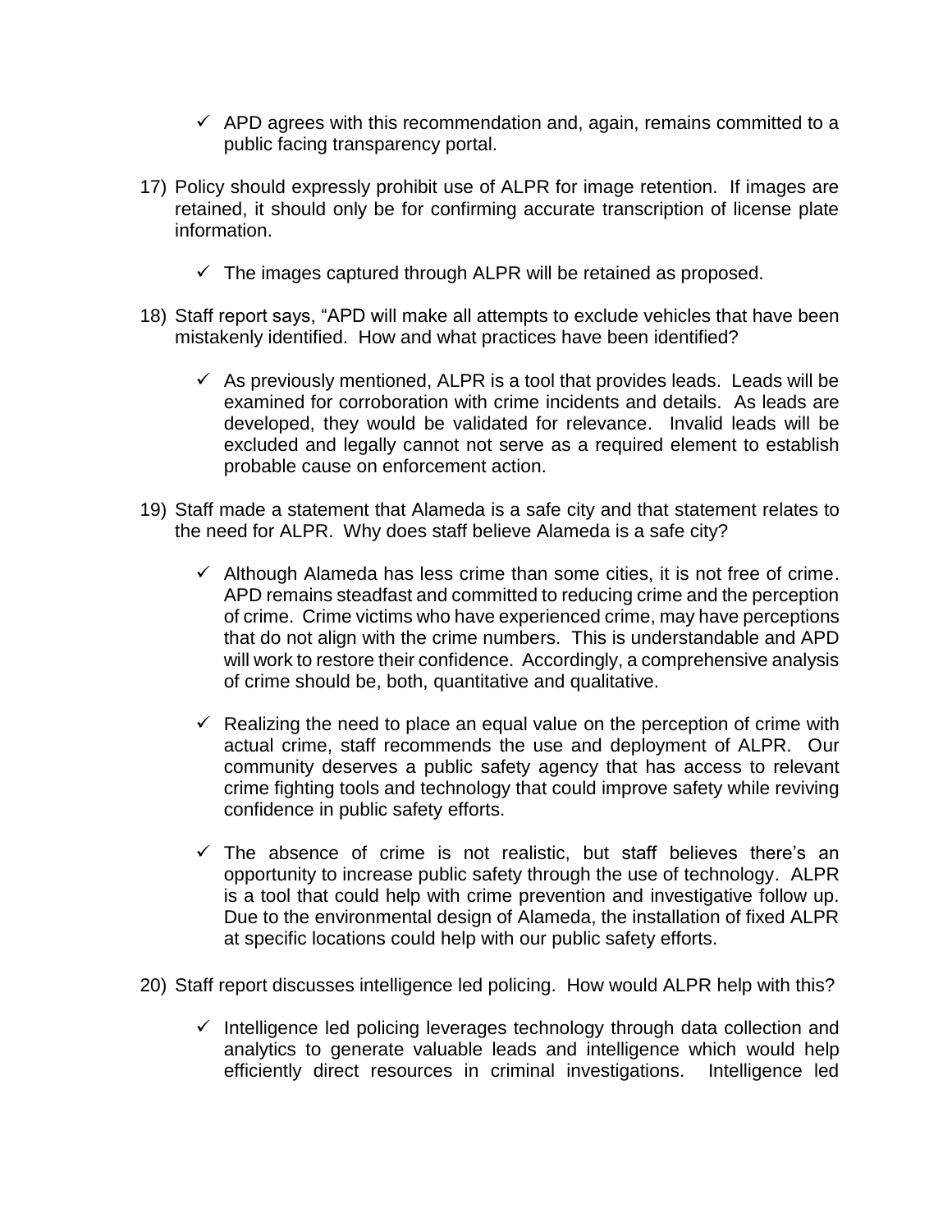- ✓ APD agrees with this recommendation and, again, remains committed to a public facing transparency portal.

17) Policy should expressly prohibit use of ALPR for image retention. If images are retained, it should only be for confirming accurate transcription of license plate information.

    - ✓ The images captured through ALPR will be retained as proposed.

18) Staff report says, "APD will make all attempts to exclude vehicles that have been mistakenly identified. How and what practices have been identified?

    - ✓ As previously mentioned, ALPR is a tool that provides leads. Leads will be examined for corroboration with crime incidents and details. As leads are developed, they would be validated for relevance. Invalid leads will be excluded and legally cannot not serve as a required element to establish probable cause on enforcement action.

19) Staff made a statement that Alameda is a safe city and that statement relates to the need for ALPR. Why does staff believe Alameda is a safe city?

    - ✓ Although Alameda has less crime than some cities, it is not free of crime. APD remains steadfast and committed to reducing crime and the perception of crime. Crime victims who have experienced crime, may have perceptions that do not align with the crime numbers. This is understandable and APD will work to restore their confidence. Accordingly, a comprehensive analysis of crime should be, both, quantitative and qualitative.

    - ✓ Realizing the need to place an equal value on the perception of crime with actual crime, staff recommends the use and deployment of ALPR. Our community deserves a public safety agency that has access to relevant crime fighting tools and technology that could improve safety while reviving confidence in public safety efforts.

    - ✓ The absence of crime is not realistic, but staff believes there's an opportunity to increase public safety through the use of technology. ALPR is a tool that could help with crime prevention and investigative follow up. Due to the environmental design of Alameda, the installation of fixed ALPR at specific locations could help with our public safety efforts.

20) Staff report discusses intelligence led policing. How would ALPR help with this?

    - ✓ Intelligence led policing leverages technology through data collection and analytics to generate valuable leads and intelligence which would help efficiently direct resources in criminal investigations. Intelligence led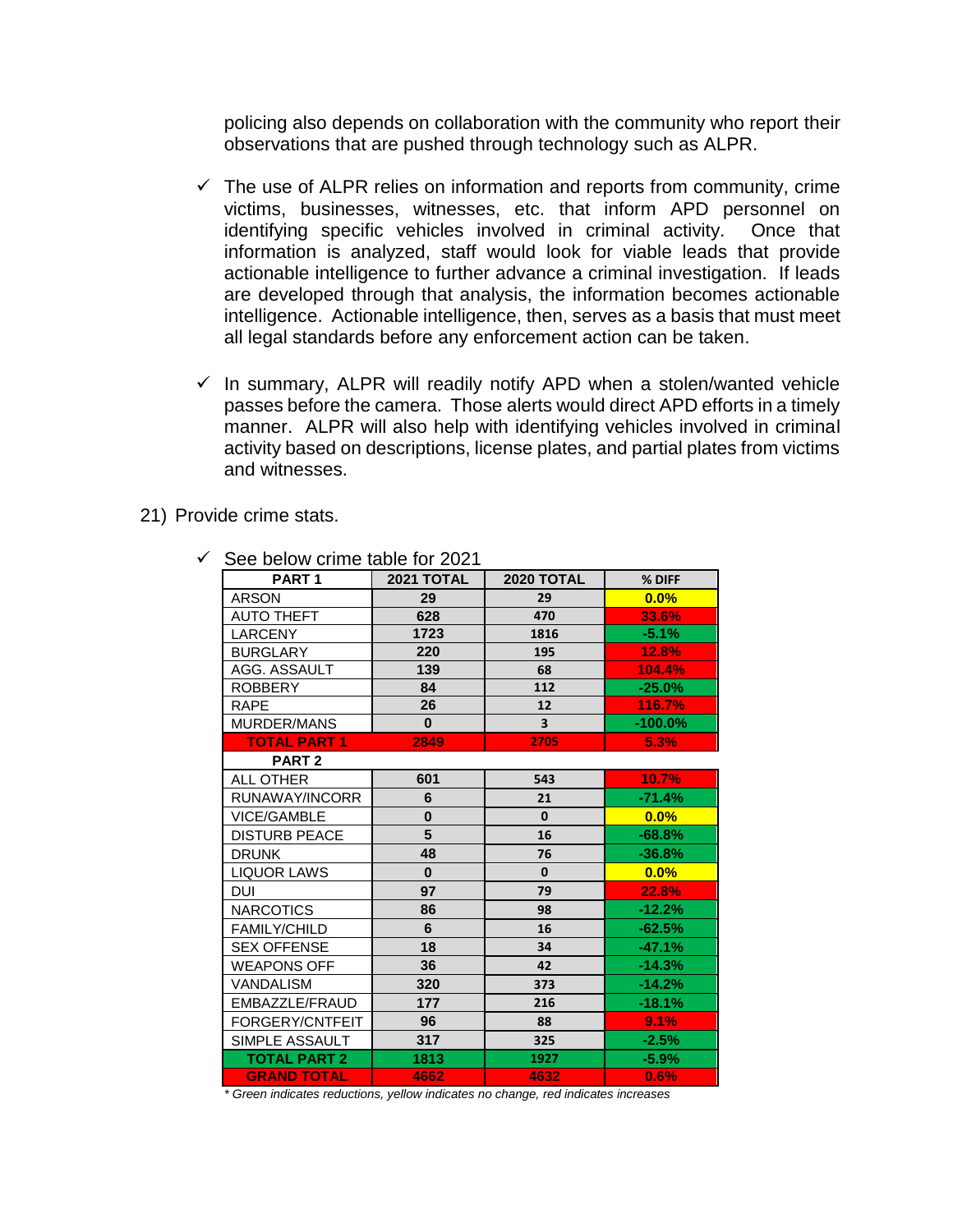policing also depends on collaboration with the community who report their observations that are pushed through technology such as ALPR.

- ✓ The use of ALPR relies on information and reports from community, crime victims, businesses, witnesses, etc. that inform APD personnel on identifying specific vehicles involved in criminal activity. Once that information is analyzed, staff would look for viable leads that provide actionable intelligence to further advance a criminal investigation. If leads are developed through that analysis, the information becomes actionable intelligence. Actionable intelligence, then, serves as a basis that must meet all legal standards before any enforcement action can be taken.

- ✓ In summary, ALPR will readily notify APD when a stolen/wanted vehicle passes before the camera. Those alerts would direct APD efforts in a timely manner. ALPR will also help with identifying vehicles involved in criminal activity based on descriptions, license plates, and partial plates from victims and witnesses.

21) Provide crime stats.

- ✓ See below crime table for 2021

| PART 1 | 2021 TOTAL | 2020 TOTAL | % DIFF |
|---|---|---|---|
| ARSON | 29 | 29 | 0.0% |
| AUTO THEFT | 628 | 470 | 33.6% |
| LARCENY | 1723 | 1816 | -5.1% |
| BURGLARY | 220 | 195 | 12.8% |
| AGG. ASSAULT | 139 | 68 | 104.4% |
| ROBBERY | 84 | 112 | -25.0% |
| RAPE | 26 | 12 | 116.7% |
| MURDER/MANS | 0 | 3 | -100.0% |
| **TOTAL PART 1** | **2849** | **2705** | **5.3%** |
| **PART 2** | | | |
| ALL OTHER | 601 | 543 | 10.7% |
| RUNAWAY/INCORR | 6 | 21 | -71.4% |
| VICE/GAMBLE | 0 | 0 | 0.0% |
| DISTURB PEACE | 5 | 16 | -68.8% |
| DRUNK | 48 | 76 | -36.8% |
| LIQUOR LAWS | 0 | 0 | 0.0% |
| DUI | 97 | 79 | 22.8% |
| NARCOTICS | 86 | 98 | -12.2% |
| FAMILY/CHILD | 6 | 16 | -62.5% |
| SEX OFFENSE | 18 | 34 | -47.1% |
| WEAPONS OFF | 36 | 42 | -14.3% |
| VANDALISM | 320 | 373 | -14.2% |
| EMBAZZLE/FRAUD | 177 | 216 | -18.1% |
| FORGERY/CNTFEIT | 96 | 88 | 9.1% |
| SIMPLE ASSAULT | 317 | 325 | -2.5% |
| **TOTAL PART 2** | **1813** | **1927** | **-5.9%** |
| **GRAND TOTAL** | **4662** | **4632** | **0.6%** |

*\* Green indicates reductions, yellow indicates no change, red indicates increases*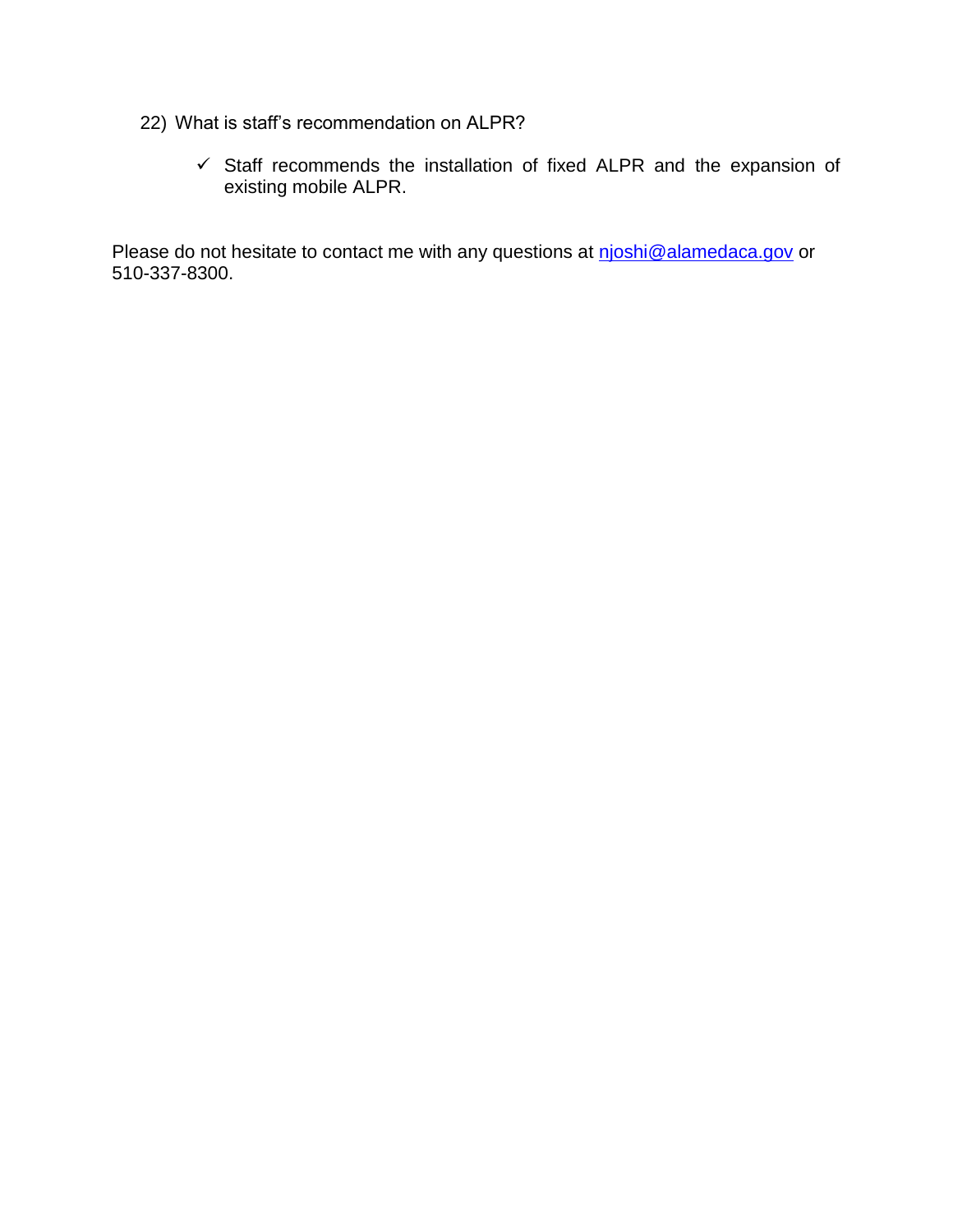22) What is staff's recommendation on ALPR?

- ✓ Staff recommends the installation of fixed ALPR and the expansion of existing mobile ALPR.

Please do not hesitate to contact me with any questions at njoshi@alamedaca.gov or 510-337-8300.